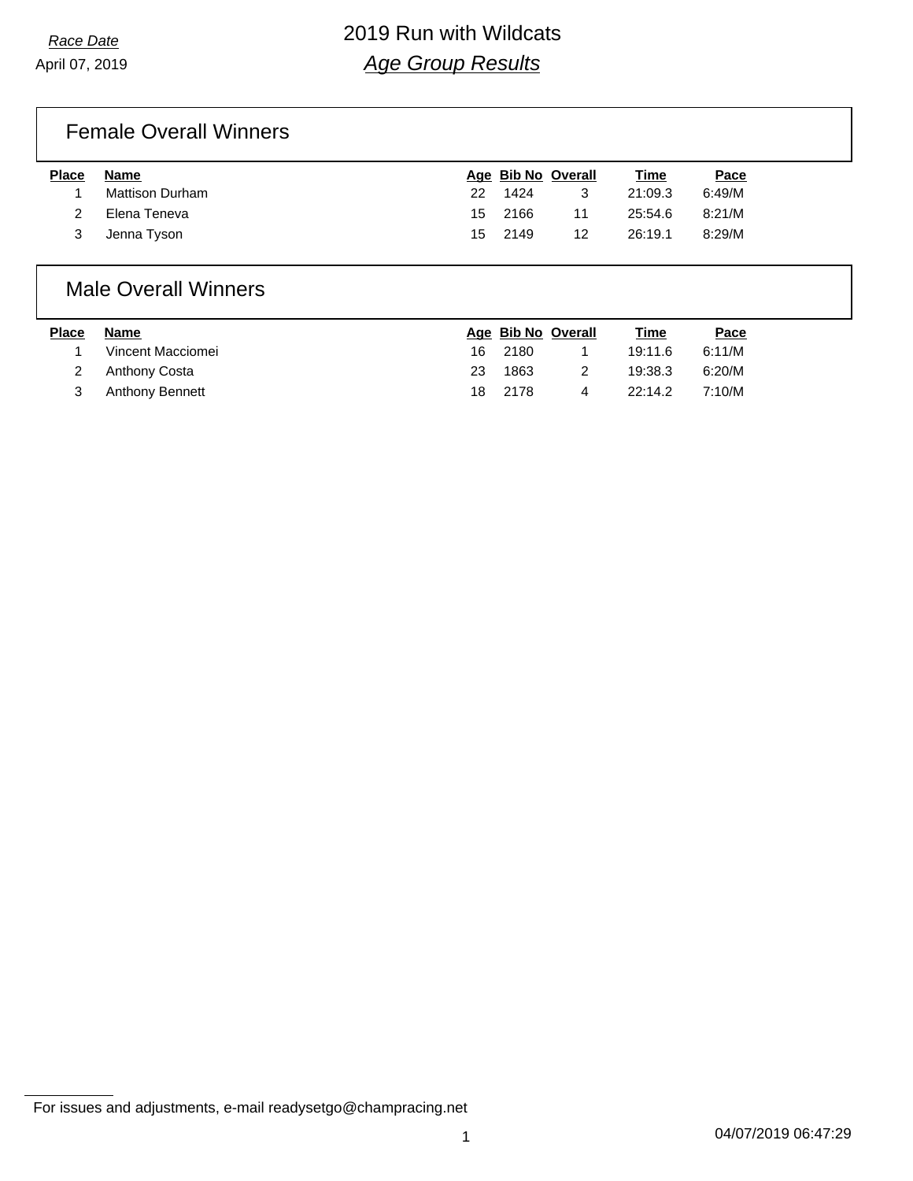*Race Date*

April 07, 2019

# 2019 Run with Wildcats

## *Age Group Results*

### Female Overall Winners

| Place | Name | Age | Bib No | Overall | Time | Pace |
|---|---|---|---|---|---|---|
| 1 | Mattison Durham | 22 | 1424 | 3 | 21:09.3 | 6:49/M |
| 2 | Elena Teneva | 15 | 2166 | 11 | 25:54.6 | 8:21/M |
| 3 | Jenna Tyson | 15 | 2149 | 12 | 26:19.1 | 8:29/M |

### Male Overall Winners

| Place | Name | Age | Bib No | Overall | Time | Pace |
|---|---|---|---|---|---|---|
| 1 | Vincent Macciomei | 16 | 2180 | 1 | 19:11.6 | 6:11/M |
| 2 | Anthony Costa | 23 | 1863 | 2 | 19:38.3 | 6:20/M |
| 3 | Anthony Bennett | 18 | 2178 | 4 | 22:14.2 | 7:10/M |

For issues and adjustments, e-mail readysetgo@champracing.net

04/07/2019 06:47:29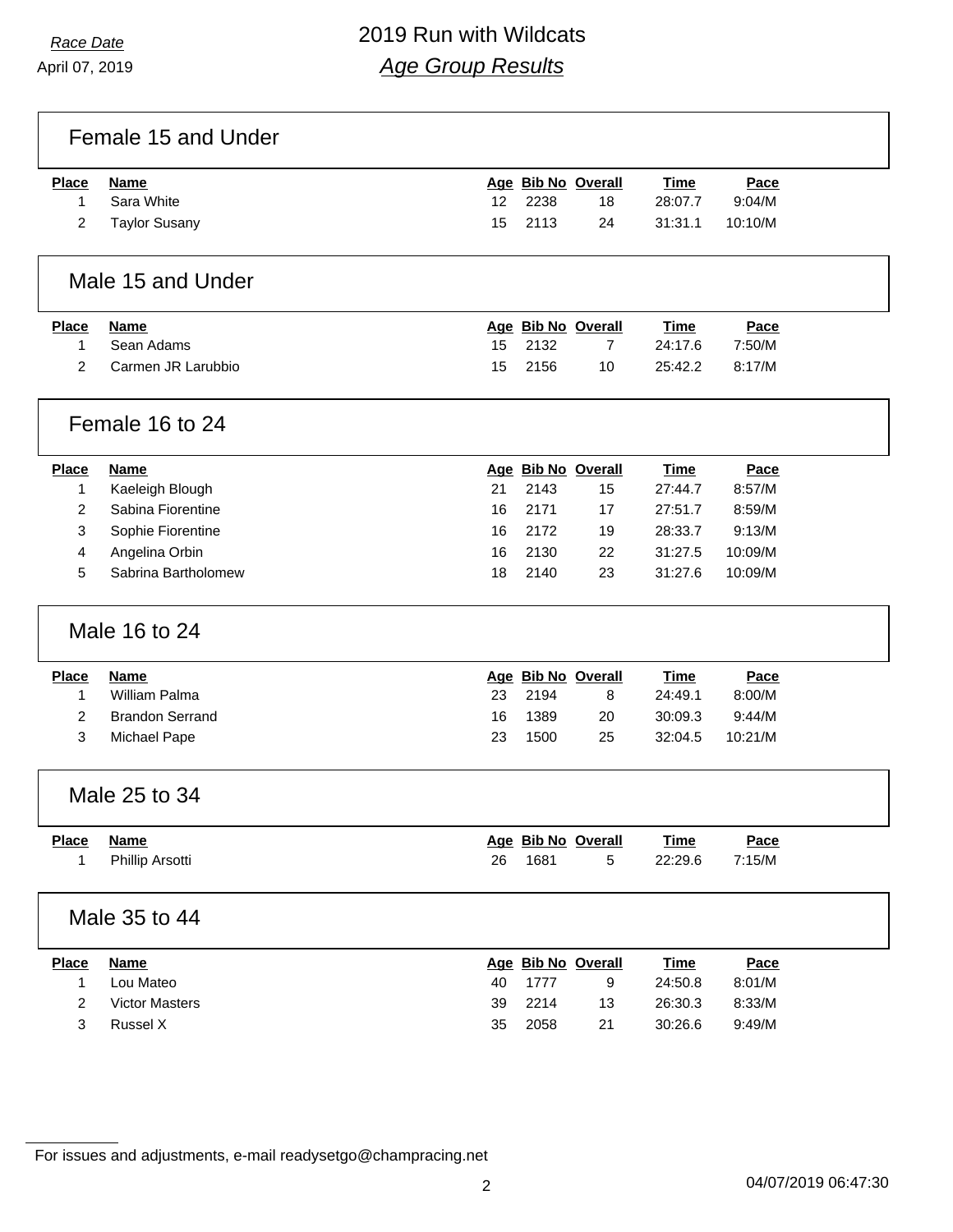Race Date

April 07, 2019

# 2019 Run with Wildcats

## *Age Group Results*

### Female 15 and Under

| Place | Name | Age | Bib No | Overall | Time | Pace |
|---|---|---|---|---|---|---|
| 1 | Sara White | 12 | 2238 | 18 | 28:07.7 | 9:04/M |
| 2 | Taylor Susany | 15 | 2113 | 24 | 31:31.1 | 10:10/M |

### Male 15 and Under

| Place | Name | Age | Bib No | Overall | Time | Pace |
|---|---|---|---|---|---|---|
| 1 | Sean Adams | 15 | 2132 | 7 | 24:17.6 | 7:50/M |
| 2 | Carmen JR Larubbio | 15 | 2156 | 10 | 25:42.2 | 8:17/M |

### Female 16 to 24

| Place | Name | Age | Bib No | Overall | Time | Pace |
|---|---|---|---|---|---|---|
| 1 | Kaeleigh Blough | 21 | 2143 | 15 | 27:44.7 | 8:57/M |
| 2 | Sabina Fiorentine | 16 | 2171 | 17 | 27:51.7 | 8:59/M |
| 3 | Sophie Fiorentine | 16 | 2172 | 19 | 28:33.7 | 9:13/M |
| 4 | Angelina Orbin | 16 | 2130 | 22 | 31:27.5 | 10:09/M |
| 5 | Sabrina Bartholomew | 18 | 2140 | 23 | 31:27.6 | 10:09/M |

### Male 16 to 24

| Place | Name | Age | Bib No | Overall | Time | Pace |
|---|---|---|---|---|---|---|
| 1 | William Palma | 23 | 2194 | 8 | 24:49.1 | 8:00/M |
| 2 | Brandon Serrand | 16 | 1389 | 20 | 30:09.3 | 9:44/M |
| 3 | Michael Pape | 23 | 1500 | 25 | 32:04.5 | 10:21/M |

### Male 25 to 34

| Place | Name | Age | Bib No | Overall | Time | Pace |
|---|---|---|---|---|---|---|
| 1 | Phillip Arsotti | 26 | 1681 | 5 | 22:29.6 | 7:15/M |

### Male 35 to 44

| Place | Name | Age | Bib No | Overall | Time | Pace |
|---|---|---|---|---|---|---|
| 1 | Lou Mateo | 40 | 1777 | 9 | 24:50.8 | 8:01/M |
| 2 | Victor Masters | 39 | 2214 | 13 | 26:30.3 | 8:33/M |
| 3 | Russel X | 35 | 2058 | 21 | 30:26.6 | 9:49/M |

For issues and adjustments, e-mail readysetgo@champracing.net

04/07/2019 06:47:30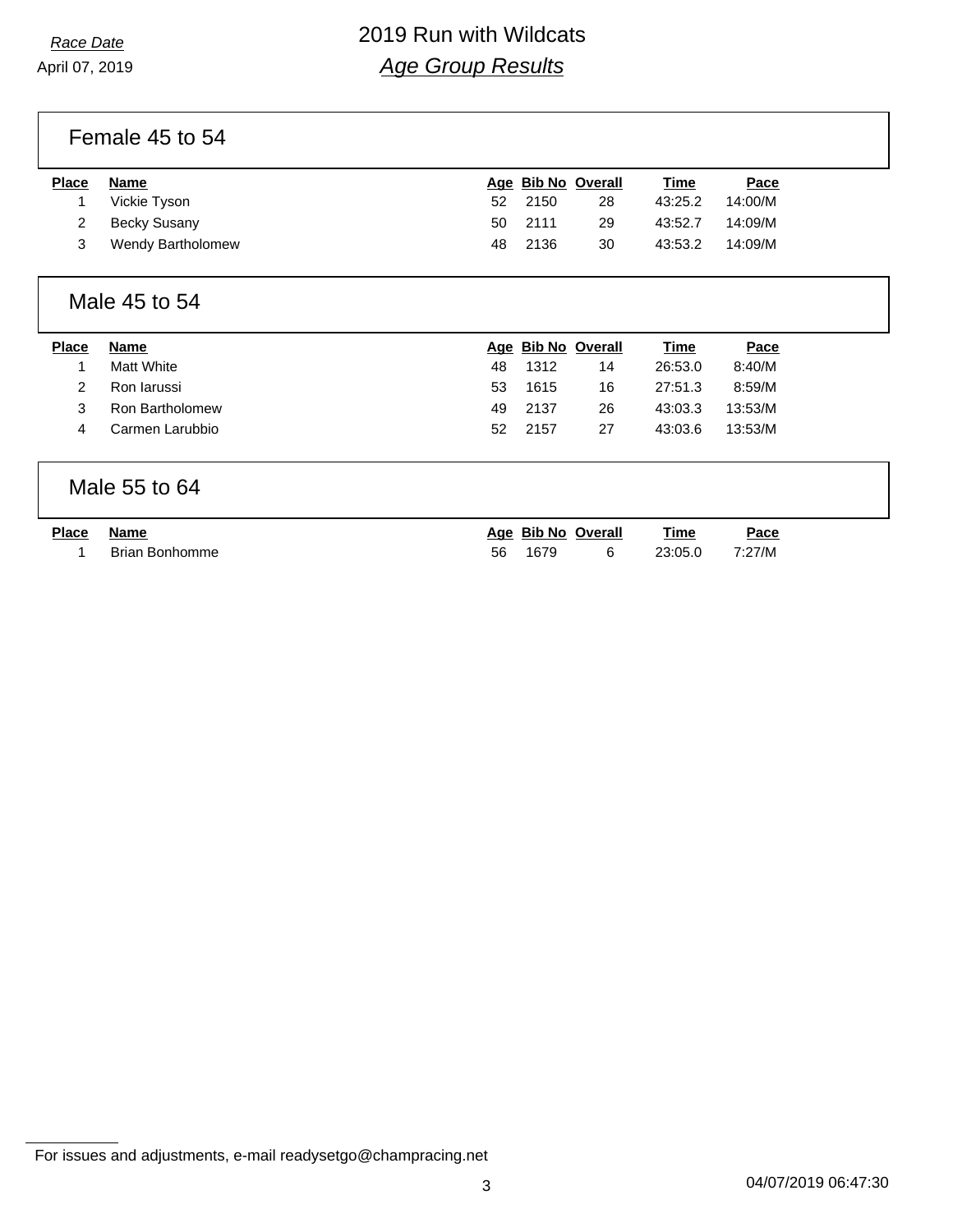Race Date
April 07, 2019

# 2019 Run with Wildcats
## *Age Group Results*

### Female 45 to 54

| Place | Name | Age | Bib No | Overall | Time | Pace |
|---|---|---|---|---|---|---|
| 1 | Vickie Tyson | 52 | 2150 | 28 | 43:25.2 | 14:00/M |
| 2 | Becky Susany | 50 | 2111 | 29 | 43:52.7 | 14:09/M |
| 3 | Wendy Bartholomew | 48 | 2136 | 30 | 43:53.2 | 14:09/M |

### Male 45 to 54

| Place | Name | Age | Bib No | Overall | Time | Pace |
|---|---|---|---|---|---|---|
| 1 | Matt White | 48 | 1312 | 14 | 26:53.0 | 8:40/M |
| 2 | Ron Iarussi | 53 | 1615 | 16 | 27:51.3 | 8:59/M |
| 3 | Ron Bartholomew | 49 | 2137 | 26 | 43:03.3 | 13:53/M |
| 4 | Carmen Larubbio | 52 | 2157 | 27 | 43:03.6 | 13:53/M |

### Male 55 to 64

| Place | Name | Age | Bib No | Overall | Time | Pace |
|---|---|---|---|---|---|---|
| 1 | Brian Bonhomme | 56 | 1679 | 6 | 23:05.0 | 7:27/M |

For issues and adjustments, e-mail readysetgo@champracing.net

04/07/2019 06:47:30